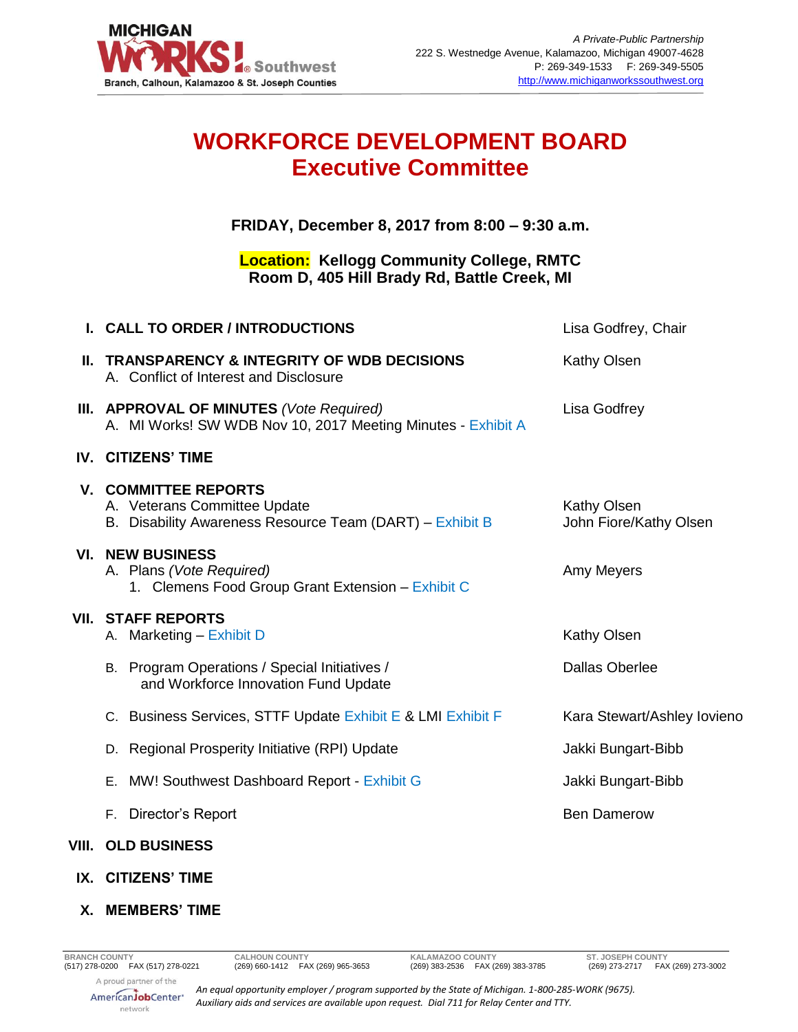MICHIGAN WORKS! Southwest
Branch, Calhoun, Kalamazoo & St. Joseph Counties

*A Private-Public Partnership*
222 S. Westnedge Avenue, Kalamazoo, Michigan 49007-4628
P: 269-349-1533 F: 269-349-5505
http://www.michiganworkssouthwest.org

# WORKFORCE DEVELOPMENT BOARD
## Executive Committee

**FRIDAY, December 8, 2017 from 8:00 – 9:30 a.m.**

**Location: Kellogg Community College, RMTC**
**Room D, 405 Hill Brady Rd, Battle Creek, MI**

| | |
|---|---|
| **I. CALL TO ORDER / INTRODUCTIONS** | Lisa Godfrey, Chair |
| **II. TRANSPARENCY & INTEGRITY OF WDB DECISIONS** | Kathy Olsen |
| A. Conflict of Interest and Disclosure | |
| **III. APPROVAL OF MINUTES** *(Vote Required)* | Lisa Godfrey |
| A. MI Works! SW WDB Nov 10, 2017 Meeting Minutes - Exhibit A | |
| **IV. CITIZENS' TIME** | |
| **V. COMMITTEE REPORTS** | |
| A. Veterans Committee Update | Kathy Olsen |
| B. Disability Awareness Resource Team (DART) – Exhibit B | John Fiore/Kathy Olsen |
| **VI. NEW BUSINESS** | |
| A. Plans *(Vote Required)* | Amy Meyers |
| 1. Clemens Food Group Grant Extension – Exhibit C | |
| **VII. STAFF REPORTS** | |
| A. Marketing – Exhibit D | Kathy Olsen |
| B. Program Operations / Special Initiatives / and Workforce Innovation Fund Update | Dallas Oberlee |
| C. Business Services, STTF Update Exhibit E & LMI Exhibit F | Kara Stewart/Ashley Iovieno |
| D. Regional Prosperity Initiative (RPI) Update | Jakki Bungart-Bibb |
| E. MW! Southwest Dashboard Report - Exhibit G | Jakki Bungart-Bibb |
| F. Director's Report | Ben Damerow |
| **VIII. OLD BUSINESS** | |
| **IX. CITIZENS' TIME** | |
| **X. MEMBERS' TIME** | |

| BRANCH COUNTY | CALHOUN COUNTY | KALAMAZOO COUNTY | ST. JOSEPH COUNTY |
|---|---|---|---|
| (517) 278-0200 FAX (517) 278-0221 | (269) 660-1412 FAX (269) 965-3653 | (269) 383-2536 FAX (269) 383-3785 | (269) 273-2717 FAX (269) 273-3002 |

A proud partner of the AmericanJobCenter network

*An equal opportunity employer / program supported by the State of Michigan. 1-800-285-WORK (9675). Auxiliary aids and services are available upon request. Dial 711 for Relay Center and TTY.*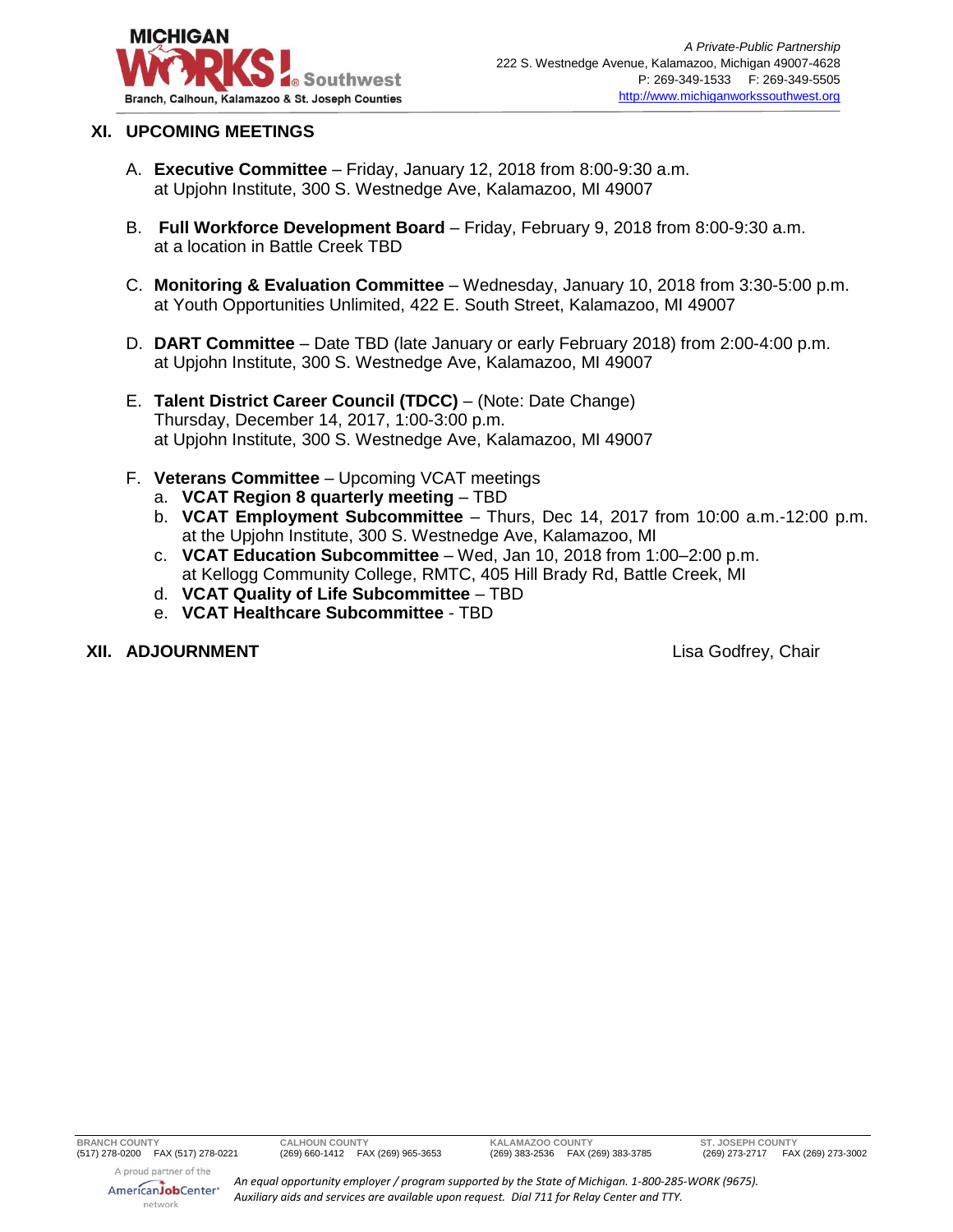## XI. UPCOMING MEETINGS

A. **Executive Committee** – Friday, January 12, 2018 from 8:00-9:30 a.m.
   at Upjohn Institute, 300 S. Westnedge Ave, Kalamazoo, MI 49007

B. **Full Workforce Development Board** – Friday, February 9, 2018 from 8:00-9:30 a.m.
   at a location in Battle Creek TBD

C. **Monitoring & Evaluation Committee** – Wednesday, January 10, 2018 from 3:30-5:00 p.m.
   at Youth Opportunities Unlimited, 422 E. South Street, Kalamazoo, MI 49007

D. **DART Committee** – Date TBD (late January or early February 2018) from 2:00-4:00 p.m.
   at Upjohn Institute, 300 S. Westnedge Ave, Kalamazoo, MI 49007

E. **Talent District Career Council (TDCC)** – (Note: Date Change)
   Thursday, December 14, 2017, 1:00-3:00 p.m.
   at Upjohn Institute, 300 S. Westnedge Ave, Kalamazoo, MI 49007

F. **Veterans Committee** – Upcoming VCAT meetings
   a. **VCAT Region 8 quarterly meeting** – TBD
   b. **VCAT Employment Subcommittee** – Thurs, Dec 14, 2017 from 10:00 a.m.-12:00 p.m. at the Upjohn Institute, 300 S. Westnedge Ave, Kalamazoo, MI
   c. **VCAT Education Subcommittee** – Wed, Jan 10, 2018 from 1:00–2:00 p.m. at Kellogg Community College, RMTC, 405 Hill Brady Rd, Battle Creek, MI
   d. **VCAT Quality of Life Subcommittee** – TBD
   e. **VCAT Healthcare Subcommittee** - TBD

## XII. ADJOURNMENT

Lisa Godfrey, Chair